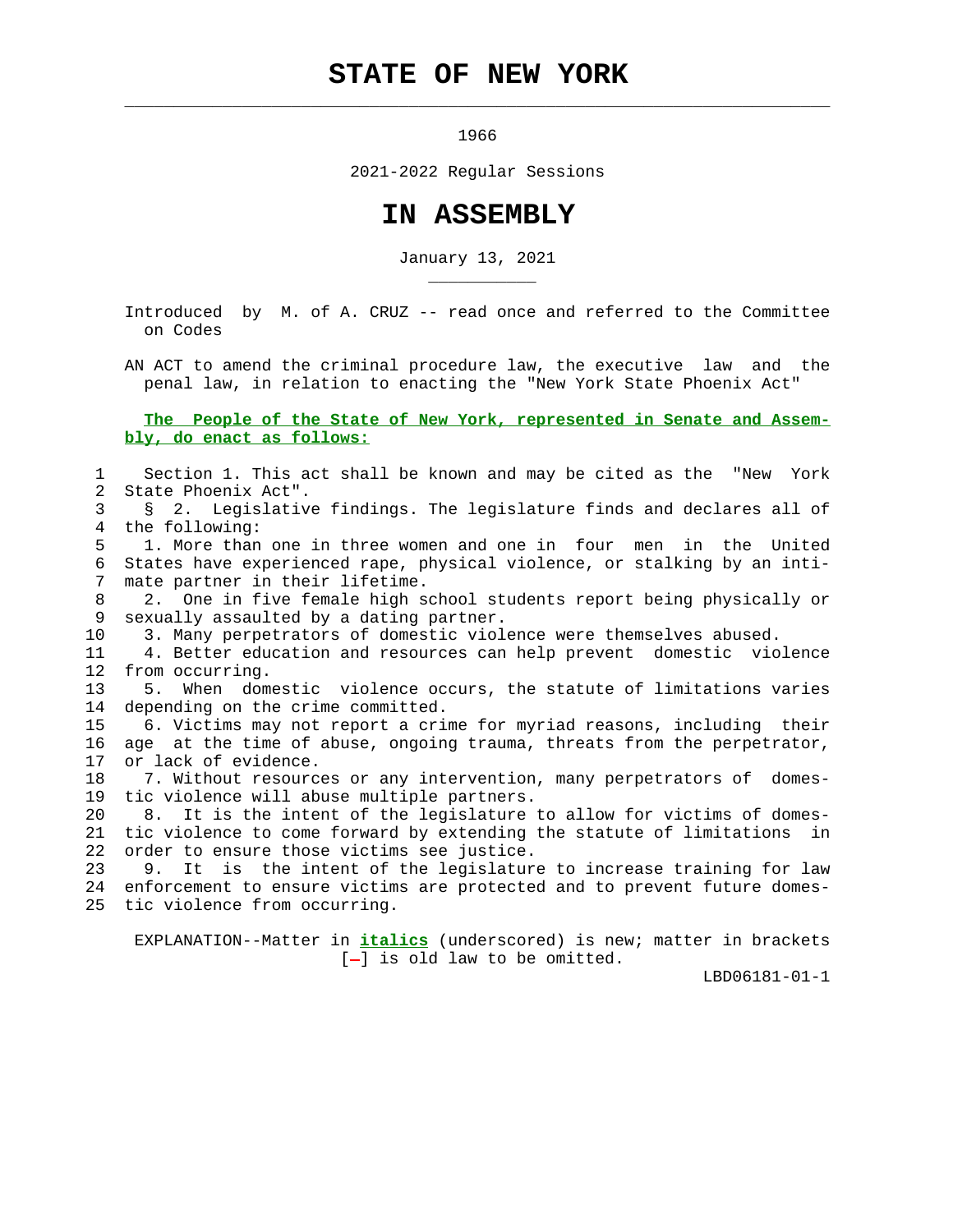# STATE OF NEW YORK

1966

2021-2022 Regular Sessions

# IN ASSEMBLY

January 13, 2021

Introduced by M. of A. CRUZ -- read once and referred to the Committee on Codes

AN ACT to amend the criminal procedure law, the executive law and the penal law, in relation to enacting the "New York State Phoenix Act"

**The People of the State of New York, represented in Senate and Assembly, do enact as follows:**

Section 1. This act shall be known and may be cited as the "New York State Phoenix Act".

§ 2. Legislative findings. The legislature finds and declares all of the following:

1. More than one in three women and one in four men in the United States have experienced rape, physical violence, or stalking by an intimate partner in their lifetime.

2. One in five female high school students report being physically or sexually assaulted by a dating partner.

3. Many perpetrators of domestic violence were themselves abused.

4. Better education and resources can help prevent domestic violence from occurring.

5. When domestic violence occurs, the statute of limitations varies depending on the crime committed.

6. Victims may not report a crime for myriad reasons, including their age at the time of abuse, ongoing trauma, threats from the perpetrator, or lack of evidence.

7. Without resources or any intervention, many perpetrators of domestic violence will abuse multiple partners.

8. It is the intent of the legislature to allow for victims of domestic violence to come forward by extending the statute of limitations in order to ensure those victims see justice.

9. It is the intent of the legislature to increase training for law enforcement to ensure victims are protected and to prevent future domestic violence from occurring.

EXPLANATION--Matter in *italics* (underscored) is new; matter in brackets [-] is old law to be omitted.

LBD06181-01-1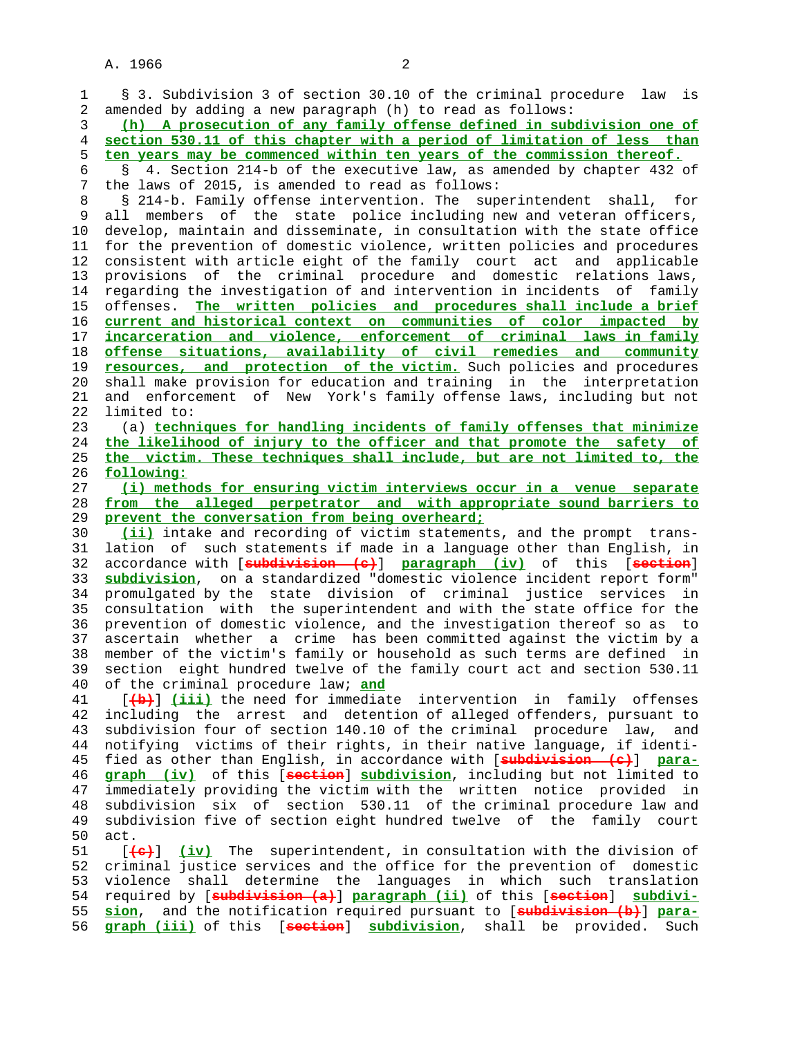§ 3. Subdivision 3 of section 30.10 of the criminal procedure law is amended by adding a new paragraph (h) to read as follows:

(h) A prosecution of any family offense defined in subdivision one of section 530.11 of this chapter with a period of limitation of less than ten years may be commenced within ten years of the commission thereof.

§ 4. Section 214-b of the executive law, as amended by chapter 432 of the laws of 2015, is amended to read as follows:

§ 214-b. Family offense intervention. The superintendent shall, for all members of the state police including new and veteran officers, develop, maintain and disseminate, in consultation with the state office for the prevention of domestic violence, written policies and procedures consistent with article eight of the family court act and applicable provisions of the criminal procedure and domestic relations laws, regarding the investigation of and intervention in incidents of family offenses. The written policies and procedures shall include a brief current and historical context on communities of color impacted by incarceration and violence, enforcement of criminal laws in family offense situations, availability of civil remedies and community resources, and protection of the victim. Such policies and procedures shall make provision for education and training in the interpretation and enforcement of New York's family offense laws, including but not limited to:

(a) techniques for handling incidents of family offenses that minimize the likelihood of injury to the officer and that promote the safety of the victim. These techniques shall include, but are not limited to, the following:

(i) methods for ensuring victim interviews occur in a venue separate from the alleged perpetrator and with appropriate sound barriers to prevent the conversation from being overheard;

(ii) intake and recording of victim statements, and the prompt translation of such statements if made in a language other than English, in accordance with [subdivision (c)] paragraph (iv) of this [section] subdivision, on a standardized "domestic violence incident report form" promulgated by the state division of criminal justice services in consultation with the superintendent and with the state office for the prevention of domestic violence, and the investigation thereof so as to ascertain whether a crime has been committed against the victim by a member of the victim's family or household as such terms are defined in section eight hundred twelve of the family court act and section 530.11 of the criminal procedure law; and

[(b)] (iii) the need for immediate intervention in family offenses including the arrest and detention of alleged offenders, pursuant to subdivision four of section 140.10 of the criminal procedure law, and notifying victims of their rights, in their native language, if identified as other than English, in accordance with [subdivision (c)] paragraph (iv) of this [section] subdivision, including but not limited to immediately providing the victim with the written notice provided in subdivision six of section 530.11 of the criminal procedure law and subdivision five of section eight hundred twelve of the family court act.

[(c)] (iv) The superintendent, in consultation with the division of criminal justice services and the office for the prevention of domestic violence shall determine the languages in which such translation required by [subdivision (a)] paragraph (ii) of this [section] subdivision, and the notification required pursuant to [subdivision (b)] paragraph (iii) of this [section] subdivision, shall be provided. Such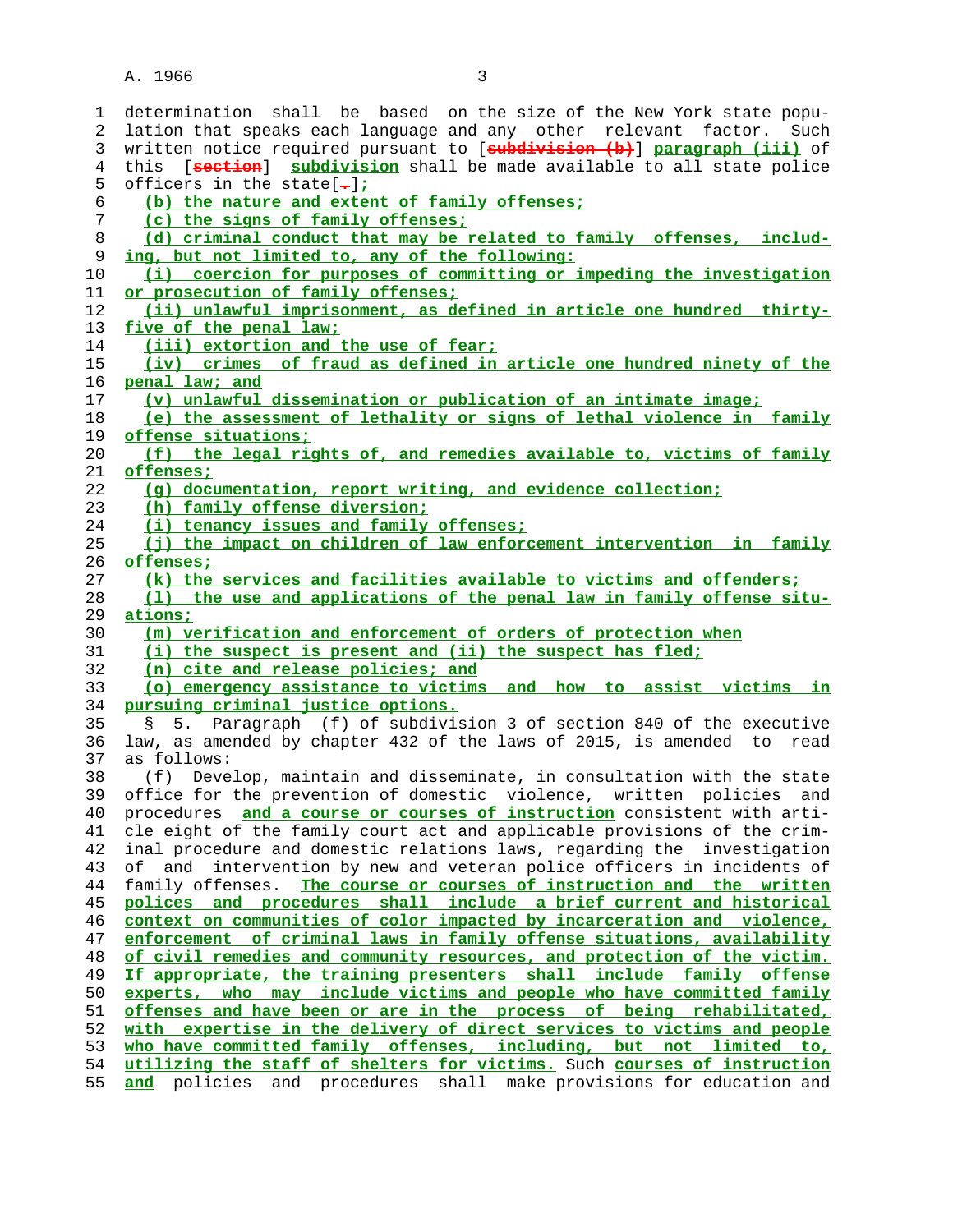determination shall be based on the size of the New York state population that speaks each language and any other relevant factor. Such written notice required pursuant to [~~subdivision (b)~~] **paragraph (iii)** of this [~~section~~] **subdivision** shall be made available to all state police officers in the state[~~.~~]**;**

**(b) the nature and extent of family offenses;**

**(c) the signs of family offenses;**

**(d) criminal conduct that may be related to family offenses, including, but not limited to, any of the following:**

**(i) coercion for purposes of committing or impeding the investigation or prosecution of family offenses;**

**(ii) unlawful imprisonment, as defined in article one hundred thirty-five of the penal law;**

**(iii) extortion and the use of fear;**

**(iv) crimes of fraud as defined in article one hundred ninety of the penal law; and**

**(v) unlawful dissemination or publication of an intimate image;**

**(e) the assessment of lethality or signs of lethal violence in family offense situations;**

**(f) the legal rights of, and remedies available to, victims of family offenses;**

**(g) documentation, report writing, and evidence collection;**

**(h) family offense diversion;**

**(i) tenancy issues and family offenses;**

**(j) the impact on children of law enforcement intervention in family offenses;**

**(k) the services and facilities available to victims and offenders;**

**(l) the use and applications of the penal law in family offense situations;**

**(m) verification and enforcement of orders of protection when (i) the suspect is present and (ii) the suspect has fled;**

**(n) cite and release policies; and**

**(o) emergency assistance to victims and how to assist victims in pursuing criminal justice options.**

§ 5. Paragraph (f) of subdivision 3 of section 840 of the executive law, as amended by chapter 432 of the laws of 2015, is amended to read as follows:

(f) Develop, maintain and disseminate, in consultation with the state office for the prevention of domestic violence, written policies and procedures **and a course or courses of instruction** consistent with article eight of the family court act and applicable provisions of the criminal procedure and domestic relations laws, regarding the investigation of and intervention by new and veteran police officers in incidents of family offenses. **The course or courses of instruction and the written polices and procedures shall include a brief current and historical context on communities of color impacted by incarceration and violence, enforcement of criminal laws in family offense situations, availability of civil remedies and community resources, and protection of the victim. If appropriate, the training presenters shall include family offense experts, who may include victims and people who have committed family offenses and have been or are in the process of being rehabilitated, with expertise in the delivery of direct services to victims and people who have committed family offenses, including, but not limited to, utilizing the staff of shelters for victims.** Such **courses of instruction and** policies and procedures shall make provisions for education and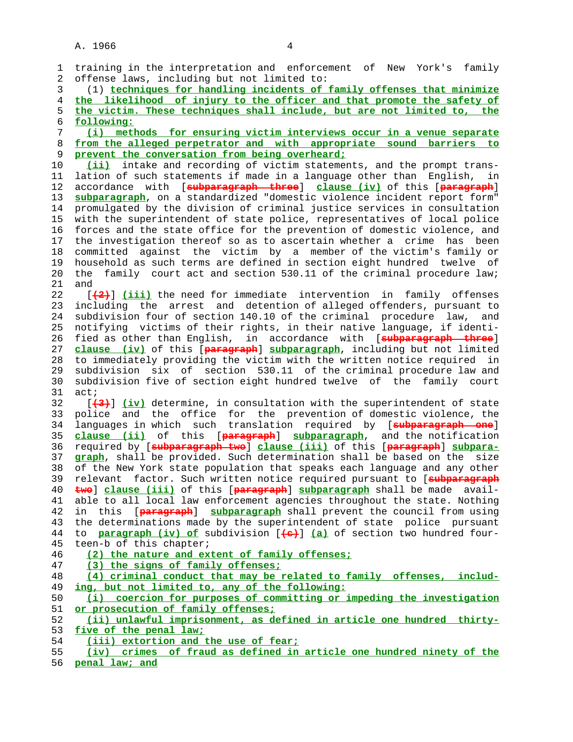training in the interpretation and enforcement of New York's family offense laws, including but not limited to:

(1) **techniques for handling incidents of family offenses that minimize the likelihood of injury to the officer and that promote the safety of the victim. These techniques shall include, but are not limited to, the following:**

**(i) methods for ensuring victim interviews occur in a venue separate from the alleged perpetrator and with appropriate sound barriers to prevent the conversation from being overheard;**

**(ii)** intake and recording of victim statements, and the prompt translation of such statements if made in a language other than English, in accordance with [~~subparagraph three~~] **clause (iv)** of this [~~paragraph~~] **subparagraph**, on a standardized "domestic violence incident report form" promulgated by the division of criminal justice services in consultation with the superintendent of state police, representatives of local police forces and the state office for the prevention of domestic violence, and the investigation thereof so as to ascertain whether a crime has been committed against the victim by a member of the victim's family or household as such terms are defined in section eight hundred twelve of the family court act and section 530.11 of the criminal procedure law; and

[~~(2)~~] **(iii)** the need for immediate intervention in family offenses including the arrest and detention of alleged offenders, pursuant to subdivision four of section 140.10 of the criminal procedure law, and notifying victims of their rights, in their native language, if identified as other than English, in accordance with [~~subparagraph three~~] **clause (iv)** of this [~~paragraph~~] **subparagraph**, including but not limited to immediately providing the victim with the written notice required in subdivision six of section 530.11 of the criminal procedure law and subdivision five of section eight hundred twelve of the family court act;

[~~(3)~~] **(iv)** determine, in consultation with the superintendent of state police and the office for the prevention of domestic violence, the languages in which such translation required by [~~subparagraph one~~] **clause (ii)** of this [~~paragraph~~] **subparagraph**, and the notification required by [~~subparagraph two~~] **clause (iii)** of this [~~paragraph~~] **subparagraph**, shall be provided. Such determination shall be based on the size of the New York state population that speaks each language and any other relevant factor. Such written notice required pursuant to [~~subparagraph two~~] **clause (iii)** of this [~~paragraph~~] **subparagraph** shall be made available to all local law enforcement agencies throughout the state. Nothing in this [~~paragraph~~] **subparagraph** shall prevent the council from using the determinations made by the superintendent of state police pursuant to **paragraph (iv) of** subdivision [~~(c)~~] **(a)** of section two hundred fourteen-b of this chapter;

**(2) the nature and extent of family offenses;**

**(3) the signs of family offenses;**

**(4) criminal conduct that may be related to family offenses, including, but not limited to, any of the following:**

**(i) coercion for purposes of committing or impeding the investigation or prosecution of family offenses;**

**(ii) unlawful imprisonment, as defined in article one hundred thirty-five of the penal law;**

**(iii) extortion and the use of fear;**

**(iv) crimes of fraud as defined in article one hundred ninety of the penal law; and**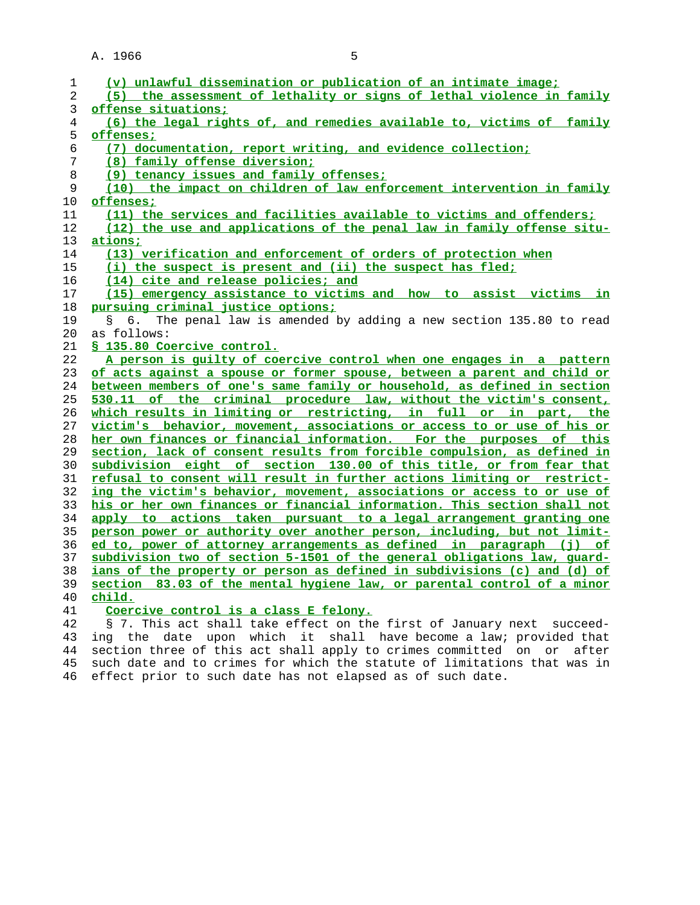(v) unlawful dissemination or publication of an intimate image;

(5) the assessment of lethality or signs of lethal violence in family offense situations;

(6) the legal rights of, and remedies available to, victims of family offenses;

(7) documentation, report writing, and evidence collection;

(8) family offense diversion;

(9) tenancy issues and family offenses;

(10) the impact on children of law enforcement intervention in family offenses;

(11) the services and facilities available to victims and offenders;

(12) the use and applications of the penal law in family offense situations;

(13) verification and enforcement of orders of protection when (i) the suspect is present and (ii) the suspect has fled;

(14) cite and release policies; and

(15) emergency assistance to victims and how to assist victims in pursuing criminal justice options;

§ 6. The penal law is amended by adding a new section 135.80 to read as follows:

**§ 135.80 Coercive control.**

A person is guilty of coercive control when one engages in a pattern of acts against a spouse or former spouse, between a parent and child or between members of one's same family or household, as defined in section 530.11 of the criminal procedure law, without the victim's consent, which results in limiting or restricting, in full or in part, the victim's behavior, movement, associations or access to or use of his or her own finances or financial information. For the purposes of this section, lack of consent results from forcible compulsion, as defined in subdivision eight of section 130.00 of this title, or from fear that refusal to consent will result in further actions limiting or restricting the victim's behavior, movement, associations or access to or use of his or her own finances or financial information. This section shall not apply to actions taken pursuant to a legal arrangement granting one person power or authority over another person, including, but not limited to, power of attorney arrangements as defined in paragraph (j) of subdivision two of section 5-1501 of the general obligations law, guardians of the property or person as defined in subdivisions (c) and (d) of section 83.03 of the mental hygiene law, or parental control of a minor child.

Coercive control is a class E felony.

§ 7. This act shall take effect on the first of January next succeeding the date upon which it shall have become a law; provided that section three of this act shall apply to crimes committed on or after such date and to crimes for which the statute of limitations that was in effect prior to such date has not elapsed as of such date.